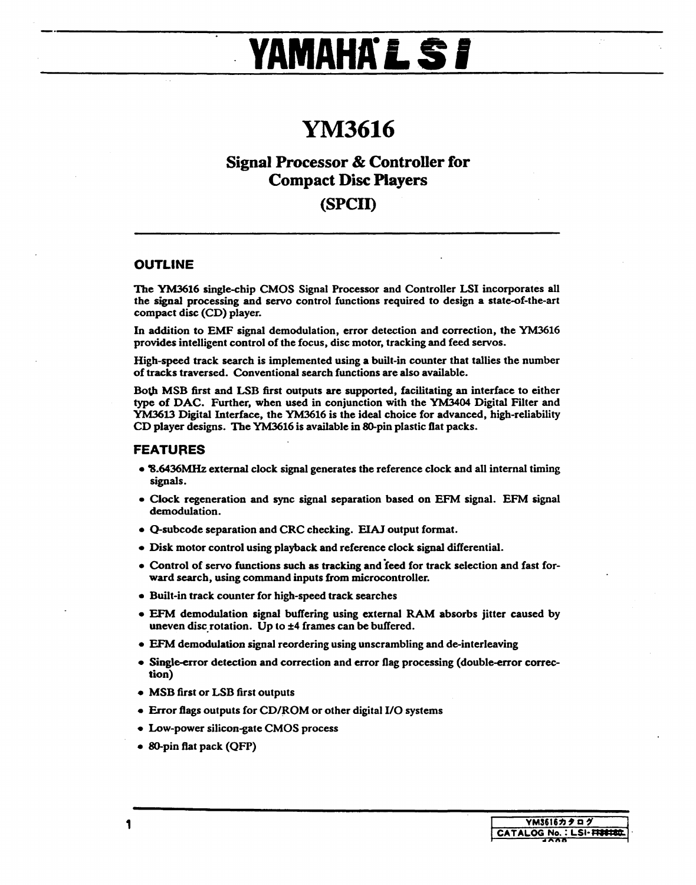# YAMAHA LSI

# YM3616

## Signal Processor & Controller for Compact Disc Players

## (SPCII)

### OUTLINE

The YM3616 single-chip CMOS Signal Processor and Controller LSI incorporates all the signal processing and servo control functions required to design a state-of-the-art compact disc (CD) player.

In addition to EMF signal demodulation, error detection and correction, the YM3616 provides intelligent control of the focus, disc motor, tracking and feed servos.

High-speed track search is implemented using a built-in counter that tallies the number of tracks traversed. Conventional search functions are also available.

Both MSB first and LSB first outputs are supported, facilitating an interface to either type of DAC. Further, when used in conjunction with the YM3404 Digital Filter and YM3613 Digital Interface, the YM3616 is the ideal choice for advanced, high-reliability CD player designs. The YM3616 is available in 80-pin plastic flat packs.

### FEATURES

- 8.6436MHz external clock signal generates the reference clock and all internal timing signals.
- Clock regeneration and sync signal separation based on EFM signal. EFM signal demodulation.
- Q-subcode separation and CRC checking. EIAJ output format.
- Disk motor control using playback and reference clock signal differential.
- Control of servo functions such as tracking and feed for track selection and fast forward search, using command inputs from microcontroller.
- Built-in track counter for high-speed track searches
- EFM demodulation signal buffering using external RAM absorbs jitter caused by uneven disc rotation. Up to ±4 frames can be buffered.
- EFM demodulation signal reordering using unscrambling and de-interleaving
- Single-error detection and correction and error flag processing (double-error correction)
- MSB first or LSB first outputs
- Error flags outputs for CD/ROM or other digital I/O systems
- Low-power silicon-gate CMOS process
- 80-pin flat pack (QFP)

YM3616カタログ
CATALOG No. : LSI-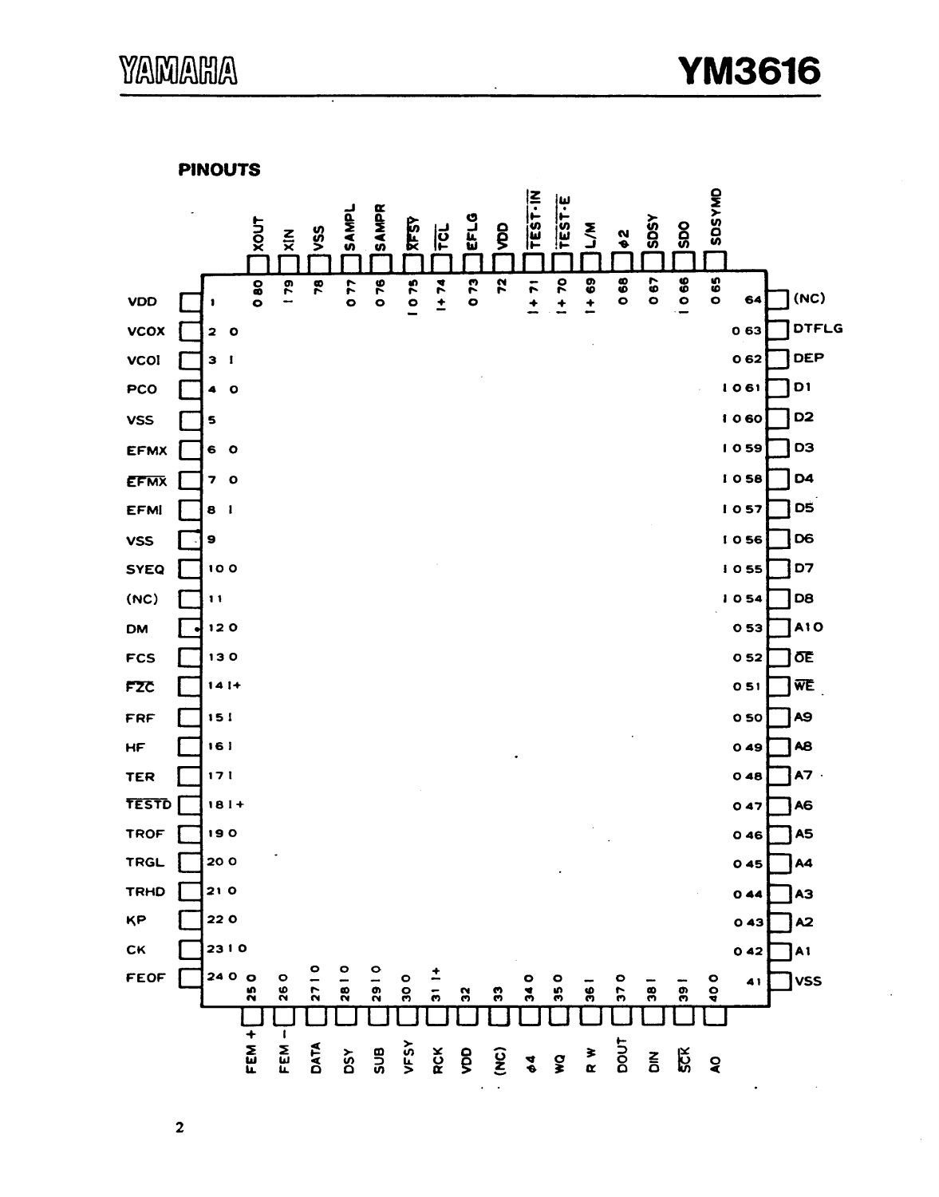## PINOUTS

| Pin | Name | I/O |
|---|---|---|
| 1 | VDD | |
| 2 | VCOX | O |
| 3 | VCOI | I |
| 4 | PCO | O |
| 5 | VSS | |
| 6 | EFMX | O |
| 7 | $\overline{EFMX}$ | O |
| 8 | EFMI | I |
| 9 | VSS | |
| 10 | SYEQ | O |
| 11 | (NC) | |
| 12 | DM | O |
| 13 | FCS | O |
| 14 | $\overline{FZC}$ | I+ |
| 15 | FRF | I |
| 16 | HF | I |
| 17 | TER | I |
| 18 | $\overline{TESTD}$ | I+ |
| 19 | TROF | O |
| 20 | TRGL | O |
| 21 | TRHD | O |
| 22 | KP | O |
| 23 | CK | I O |
| 24 | FEOF | O |
| 25 | FEM + | O |
| 26 | FEM − | O |
| 27 | DATA | I O |
| 28 | DSY | I O |
| 29 | SUB | I O |
| 30 | VFSY | O |
| 31 | RCK | I+ |
| 32 | VDD | |
| 33 | (NC) | |
| 34 | $\phi 4$ | O |
| 35 | WQ | O |
| 36 | R W | I |
| 37 | DOUT | O |
| 38 | DIN | I |
| 39 | $\overline{SCK}$ | I |
| 40 | A0 | O |
| 41 | VSS | |
| 42 | A1 | O |
| 43 | A2 | O |
| 44 | A3 | O |
| 45 | A4 | O |
| 46 | A5 | O |
| 47 | A6 | O |
| 48 | A7 | O |
| 49 | A8 | O |
| 50 | A9 | O |
| 51 | $\overline{WE}$ | O |
| 52 | $\overline{OE}$ | O |
| 53 | A10 | O |
| 54 | D8 | I O |
| 55 | D7 | I O |
| 56 | D6 | I O |
| 57 | D5 | I O |
| 58 | D4 | I O |
| 59 | D3 | I O |
| 60 | D2 | I O |
| 61 | D1 | I O |
| 62 | DEP | O |
| 63 | DTFLG | O |
| 64 | (NC) | |
| 65 | SDSYMD | O |
| 66 | SDO | I O |
| 67 | SDSY | O |
| 68 | $\phi 2$ | O |
| 69 | L/$\overline{M}$ | I+ |
| 70 | $\overline{TEST \cdot E}$ | I+ |
| 71 | $\overline{TEST \cdot IN}$ | I+ |
| 72 | VDD | |
| 73 | EFLG | O |
| 74 | $\overline{TCL}$ | I+ |
| 75 | $\overline{XFSY}$ | I O |
| 76 | SAMPR | O |
| 77 | SAMPL | O |
| 78 | VSS | |
| 79 | XIN | I |
| 80 | XOUT | O |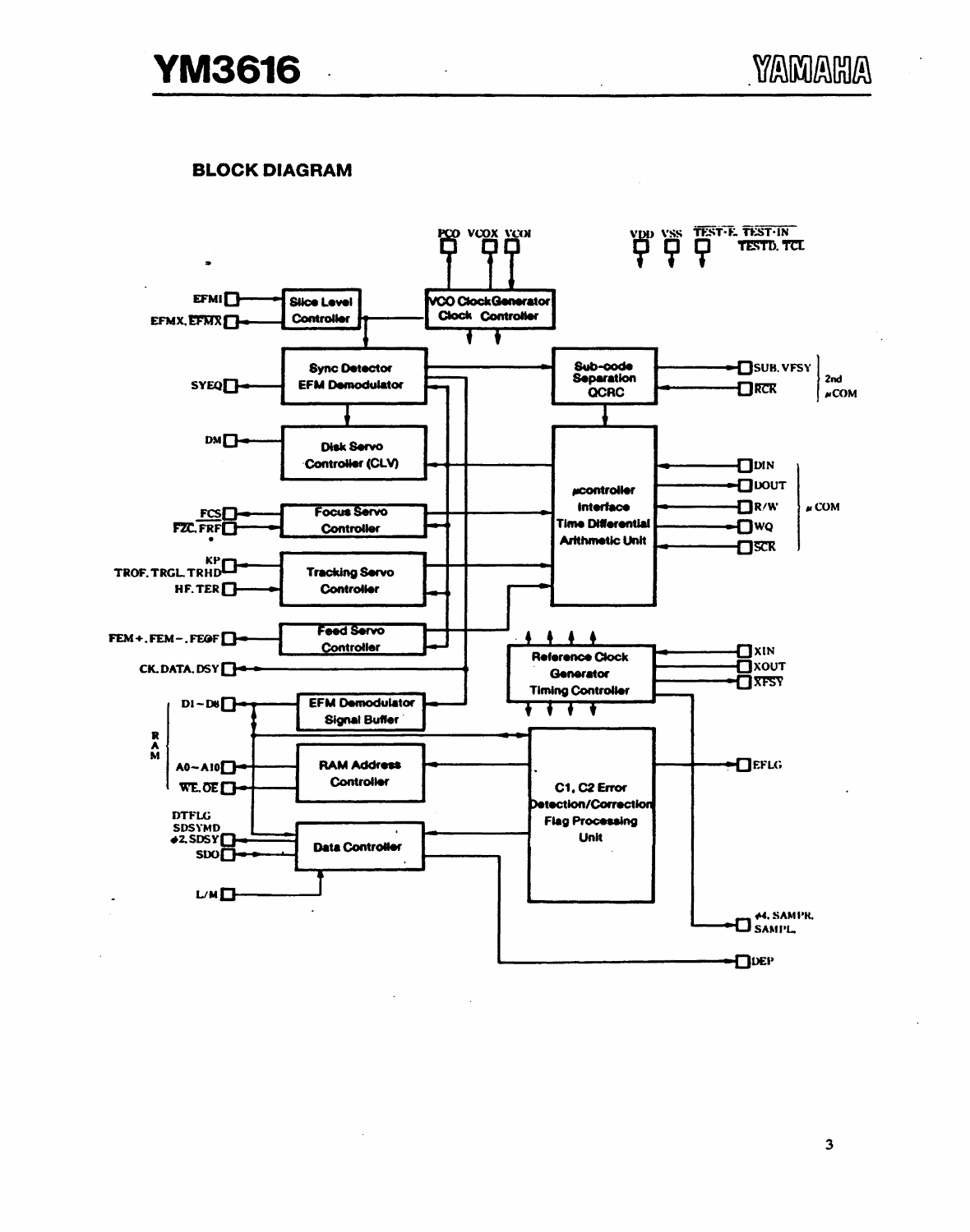## BLOCK DIAGRAM

PCO VCOX VCOI

VDD VSS $\overline{\text{TEST-E}}$ $\overline{\text{TEST-IN}}$ TESTD, $\overline{\text{TCL}}$

EFMI

EFMX, $\overline{\text{EFMX}}$

Slice Level Controller

VCO Clock Generator Clock Controller

SYEQ

Sync Detector EFM Demodulator

Sub-code Separation QCRC

SUB, VFSY

$\overline{\text{RCK}}$

2nd μCOM

DM

Disk Servo Controller (CLV)

μcontroller Interface Time Differential Arithmetic Unit

DIN

DOUT

R/W

WQ

$\overline{\text{SCK}}$

μCOM

FCS

$\overline{\text{FZC}}$, FRF

Focus Servo Controller

KP

TROF, TRGL, TRHD

HF, TER

Tracking Servo Controller

FEM+, FEM−, FEOF

Feed Servo Controller

CK, DATA, DSY

Reference Clock Generator Timing Controller

XIN

XOUT

$\overline{\text{XFSY}}$

RAM

D1~D8

EFM Demodulator Signal Buffer

A0~A10

$\overline{\text{WE}}$, $\overline{\text{OE}}$

RAM Address Controller

C1, C2 Error Detection/Correction Flag Processing Unit

EFLG

DTFLG

SDSYMD

φ2, SDSY

SDO

Data Controller

L/M

φ4, SAMPR, SAMPL

DEP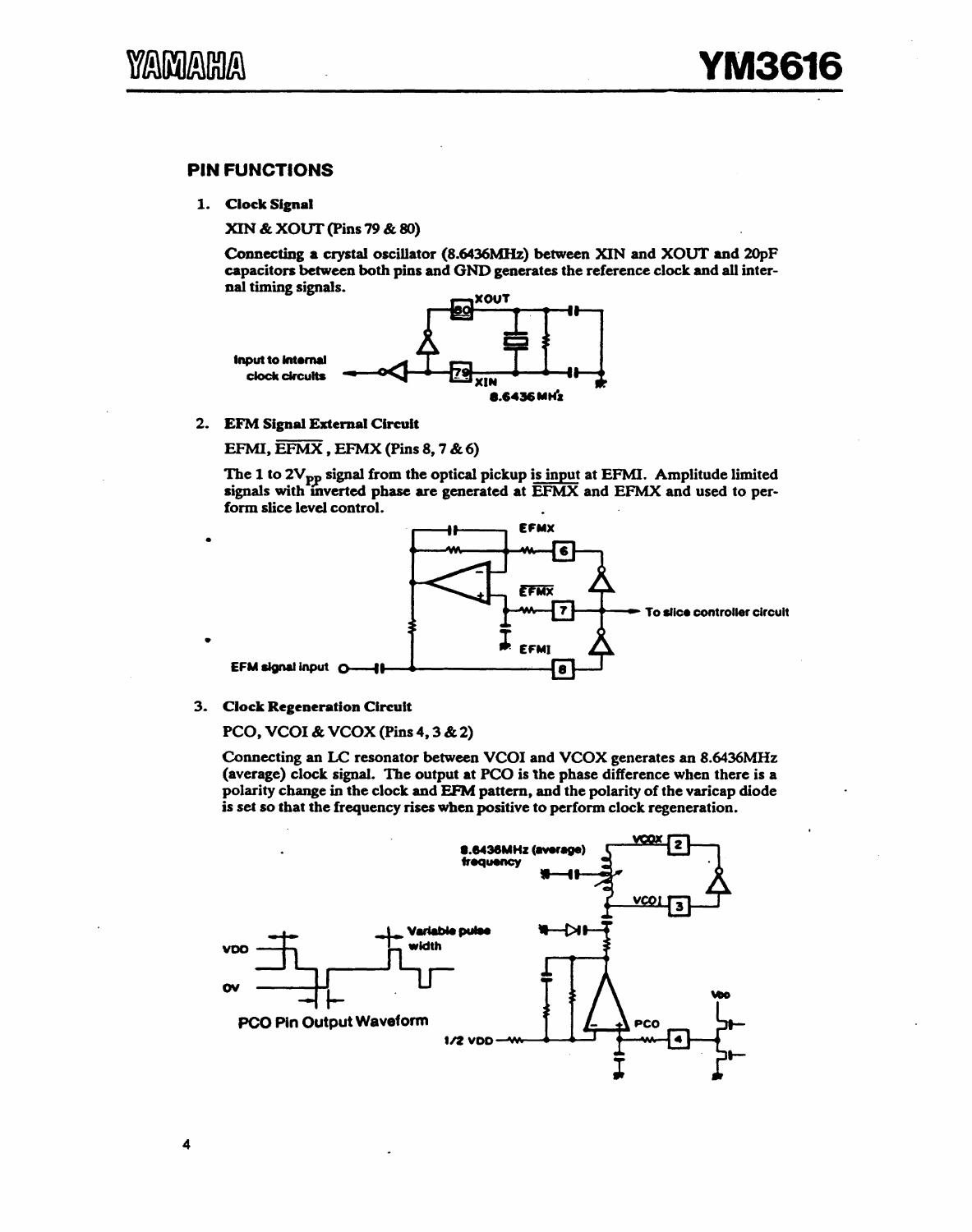## PIN FUNCTIONS

1. **Clock Signal**

   XIN & XOUT (Pins 79 & 80)

   Connecting a crystal oscillator (8.6436MHz) between XIN and XOUT and 20pF capacitors between both pins and GND generates the reference clock and all internal timing signals.

   Input to internal clock circuits — XOUT 80 — XIN 79 — 8.6436 MHz

2. **EFM Signal External Circuit**

   EFMI, $\overline{\text{EFMX}}$, EFMX (Pins 8, 7 & 6)

   The 1 to $2V_{pp}$ signal from the optical pickup is input at EFMI. Amplitude limited signals with inverted phase are generated at $\overline{\text{EFMX}}$ and EFMX and used to perform slice level control.

   EFMX 6 — $\overline{\text{EFMX}}$ 7 — EFMI 8 — To slice controller circuit — EFM signal input

3. **Clock Regeneration Circuit**

   PCO, VCOI & VCOX (Pins 4, 3 & 2)

   Connecting an LC resonator between VCOI and VCOX generates an 8.6436MHz (average) clock signal. The output at PCO is the phase difference when there is a polarity change in the clock and EFM pattern, and the polarity of the varicap diode is set so that the frequency rises when positive to perform clock regeneration.

   8.6436MHz (average) frequency — VCOX 2 — VCOI 3 — PCO 4 — 1/2 VDD — VDD

   VDD — 0V — Variable pulse width

   PCO Pin Output Waveform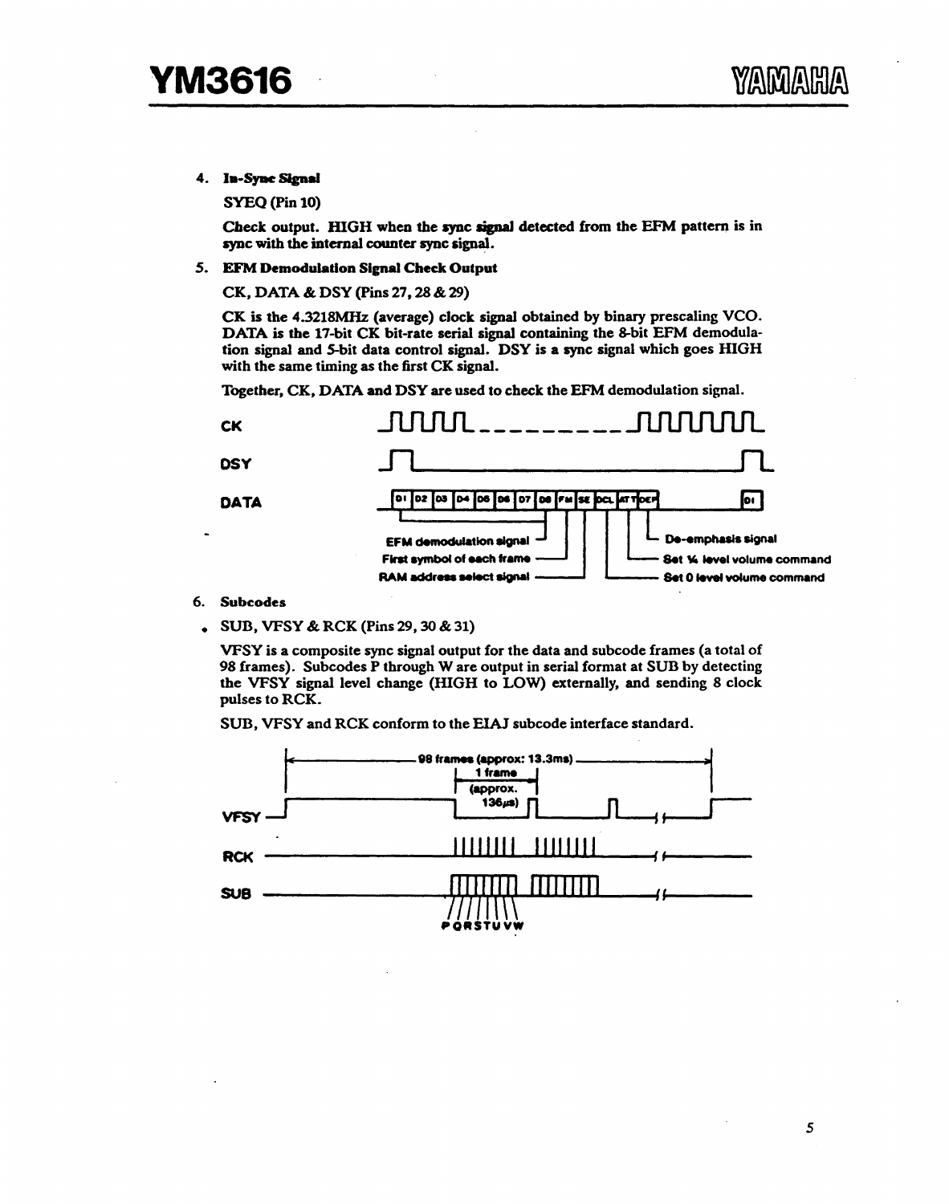4. **In-Sync Signal**

   SYEQ (Pin 10)

   Check output. HIGH when the sync signal detected from the EFM pattern is in sync with the internal counter sync signal.

5. **EFM Demodulation Signal Check Output**

   CK, DATA & DSY (Pins 27, 28 & 29)

   CK is the 4.3218MHz (average) clock signal obtained by binary prescaling VCO. DATA is the 17-bit CK bit-rate serial signal containing the 8-bit EFM demodulation signal and 5-bit data control signal. DSY is a sync signal which goes HIGH with the same timing as the first CK signal.

   Together, CK, DATA and DSY are used to check the EFM demodulation signal.

   CK

   DSY

   DATA: D1 D2 D3 D4 D5 D6 D7 D8 FM SE DCL ATT DEP ... D1

   - EFM demodulation signal
   - First symbol of each frame
   - RAM address select signal
   - De-emphasis signal
   - Set ¼ level volume command
   - Set 0 level volume command

6. **Subcodes**

   - SUB, VFSY & RCK (Pins 29, 30 & 31)

   VFSY is a composite sync signal output for the data and subcode frames (a total of 98 frames). Subcodes P through W are output in serial format at SUB by detecting the VFSY signal level change (HIGH to LOW) externally, and sending 8 clock pulses to RCK.

   SUB, VFSY and RCK conform to the EIAJ subcode interface standard.

   98 frames (approx: 13.3ms)

   1 frame (approx. 136μs)

   VFSY

   RCK

   SUB

   P Q R S T U V W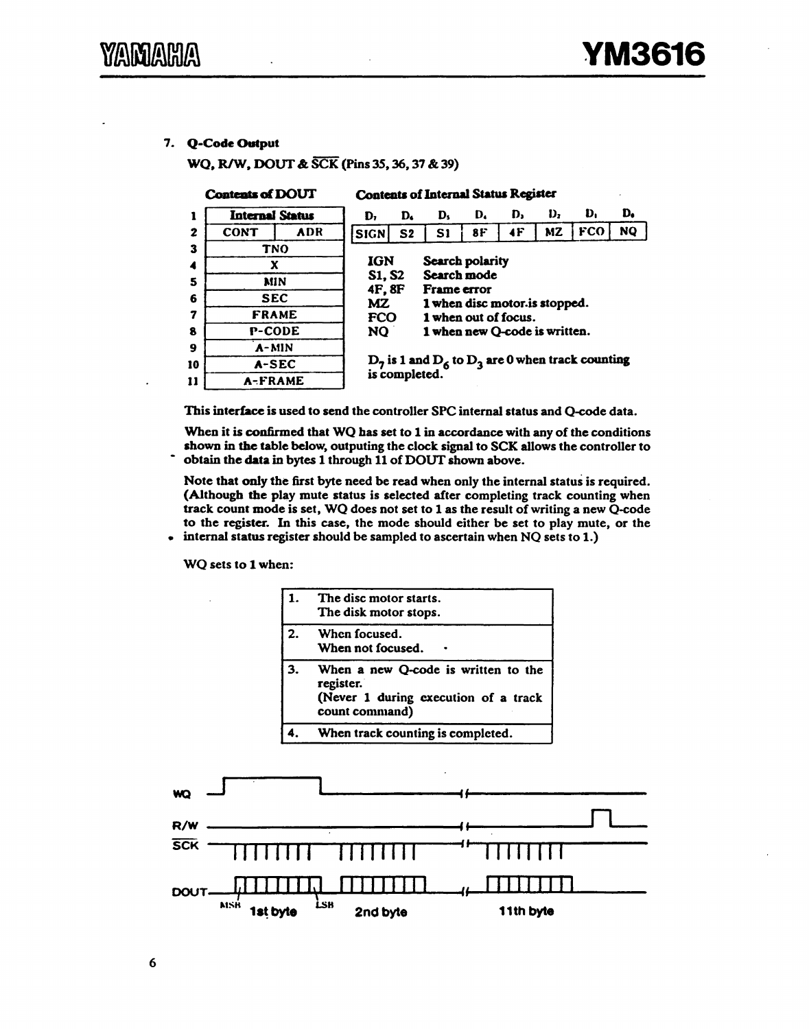### 7. Q-Code Output

**WQ, R/W, DOUT & $\overline{SCK}$ (Pins 35, 36, 37 & 39)**

**Contents of DOUT**

| | | |
|---|---|---|
| 1 | Internal Status | |
| 2 | CONT | ADR |
| 3 | TNO | |
| 4 | X | |
| 5 | MIN | |
| 6 | SEC | |
| 7 | FRAME | |
| 8 | P-CODE | |
| 9 | A-MIN | |
| 10 | A-SEC | |
| 11 | A-FRAME | |

**Contents of Internal Status Register**

| $D_7$ | $D_6$ | $D_5$ | $D_4$ | $D_3$ | $D_2$ | $D_1$ | $D_0$ |
|---|---|---|---|---|---|---|---|
| SIGN | S2 | S1 | 8F | 4F | MZ | FCO | NQ |

| | |
|---|---|
| **IGN** | **Search polarity** |
| **S1, S2** | **Search mode** |
| **4F, 8F** | **Frame error** |
| **MZ** | **1 when disc motor is stopped.** |
| **FCO** | **1 when out of focus.** |
| **NQ** | **1 when new Q-code is written.** |

**$D_7$ is 1 and $D_6$ to $D_3$ are 0 when track counting is completed.**

This interface is used to send the controller SPC internal status and Q-code data.

When it is confirmed that WQ has set to 1 in accordance with any of the conditions shown in the table below, outputting the clock signal to SCK allows the controller to obtain the data in bytes 1 through 11 of DOUT shown above.

Note that only the first byte need be read when only the internal status is required. (Although the play mute status is selected after completing track counting when track count mode is set, WQ does not set to 1 as the result of writing a new Q-code to the register. In this case, the mode should either be set to play mute, or the internal status register should be sampled to ascertain when NQ sets to 1.)

WQ sets to 1 when:

| | |
|---|---|
| 1. | The disc motor starts.<br>The disk motor stops. |
| 2. | When focused.<br>When not focused. |
| 3. | When a new Q-code is written to the register.<br>(Never 1 during execution of a track count command) |
| 4. | When track counting is completed. |

WQ
R/W
$\overline{SCK}$
DOUT
MSB 1st byte LSB 2nd byte 11th byte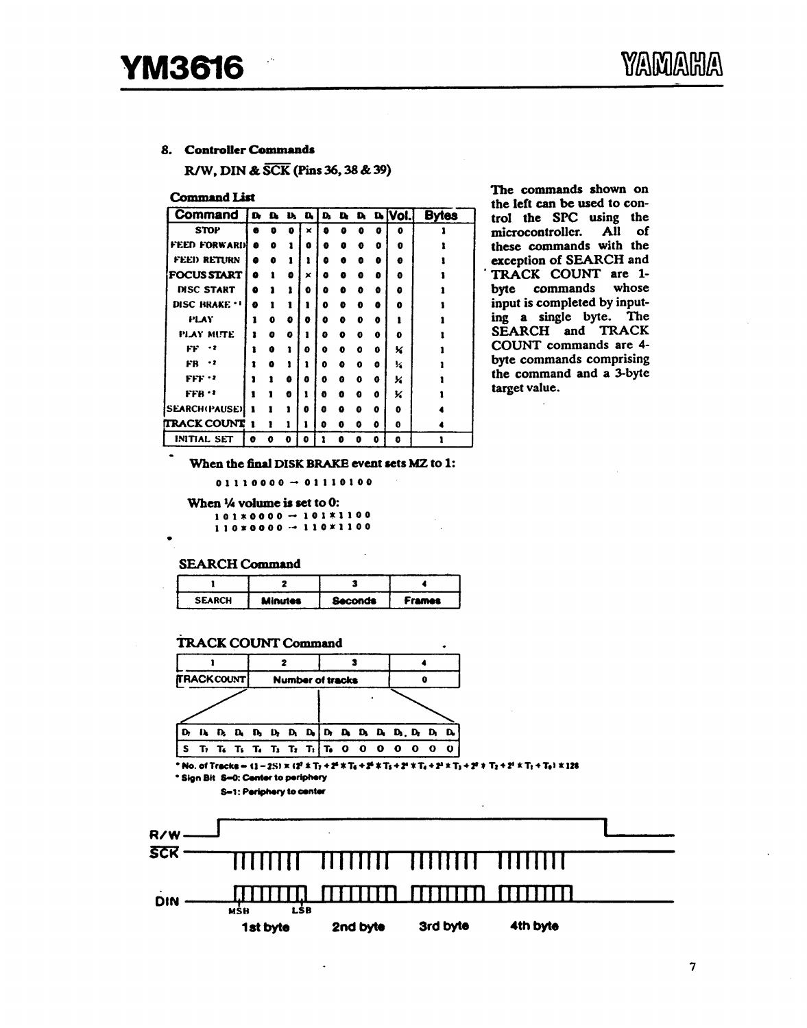## 8. Controller Commands

**R/W, DIN & $\overline{SCK}$ (Pins 36, 38 & 39)**

**Command List**

| Command | $D_7$ | $D_6$ | $D_5$ | $D_4$ | $D_3$ | $D_2$ | $D_1$ | $D_0$ | Vol. | Bytes |
|---|---|---|---|---|---|---|---|---|---|---|
| STOP | 0 | 0 | 0 | × | 0 | 0 | 0 | 0 | 0 | 1 |
| FEED FORWARD | 0 | 0 | 1 | 0 | 0 | 0 | 0 | 0 | 0 | 1 |
| FEED RETURN | 0 | 0 | 1 | 1 | 0 | 0 | 0 | 0 | 0 | 1 |
| FOCUS START | 0 | 1 | 0 | × | 0 | 0 | 0 | 0 | 0 | 1 |
| DISC START | 0 | 1 | 1 | 0 | 0 | 0 | 0 | 0 | 0 | 1 |
| DISC BRAKE *1 | 0 | 1 | 1 | 1 | 0 | 0 | 0 | 0 | 0 | 1 |
| PLAY | 1 | 0 | 0 | 0 | 0 | 0 | 0 | 0 | 1 | 1 |
| PLAY MUTE | 1 | 0 | 0 | 1 | 0 | 0 | 0 | 0 | 0 | 1 |
| FF *2 | 1 | 0 | 1 | 0 | 0 | 0 | 0 | 0 | ¼ | 1 |
| FB *2 | 1 | 0 | 1 | 1 | 0 | 0 | 0 | 0 | ¼ | 1 |
| FFF *2 | 1 | 1 | 0 | 0 | 0 | 0 | 0 | 0 | ¼ | 1 |
| FFB *2 | 1 | 1 | 0 | 1 | 0 | 0 | 0 | 0 | ¼ | 1 |
| SEARCH(PAUSE) | 1 | 1 | 1 | 0 | 0 | 0 | 0 | 0 | 0 | 4 |
| TRACK COUNT | 1 | 1 | 1 | 1 | 0 | 0 | 0 | 0 | 0 | 4 |
| INITIAL SET | 0 | 0 | 0 | 0 | 1 | 0 | 0 | 0 | 0 | 1 |

The commands shown on the left can be used to control the SPC using the microcontroller. All of these commands with the exception of SEARCH and TRACK COUNT are 1-byte commands whose input is completed by inputting a single byte. The SEARCH and TRACK COUNT commands are 4-byte commands comprising the command and a 3-byte target value.

*1 **When the final DISK BRAKE event sets MZ to 1:**

01110000 → 01110100

*2 **When ¼ volume is set to 0:**

101×0000 → 101×1100

110×0000 → 110×1100

### SEARCH Command

| 1 | 2 | 3 | 4 |
|---|---|---|---|
| SEARCH | Minutes | Seconds | Frames |

### TRACK COUNT Command

| 1 | 2 | 3 | 4 |
|---|---|---|---|
| TRACK COUNT | Number of tracks | | 0 |

| $D_7$ | $D_6$ | $D_5$ | $D_4$ | $D_3$ | $D_2$ | $D_1$ | $D_0$ | $D_7$ | $D_6$ | $D_5$ | $D_4$ | $D_3$ | $D_2$ | $D_1$ | $D_0$ |
|---|---|---|---|---|---|---|---|---|---|---|---|---|---|---|---|
| S | $T_7$ | $T_6$ | $T_5$ | $T_4$ | $T_3$ | $T_2$ | $T_1$ | $T_0$ | 0 | 0 | 0 | 0 | 0 | 0 | 0 |

* No. of Tracks $= (1-2S) \times (2^7 \times T_7 + 2^6 \times T_6 + 2^5 \times T_5 + 2^4 \times T_4 + 2^3 \times T_3 + 2^2 \times T_2 + 2^1 \times T_1 + T_0) \times 128$

* Sign Bit S=0: Center to periphery

  S=1: Periphery to center

R/W, $\overline{SCK}$, DIN timing: DIN MSB … LSB — 1st byte, 2nd byte, 3rd byte, 4th byte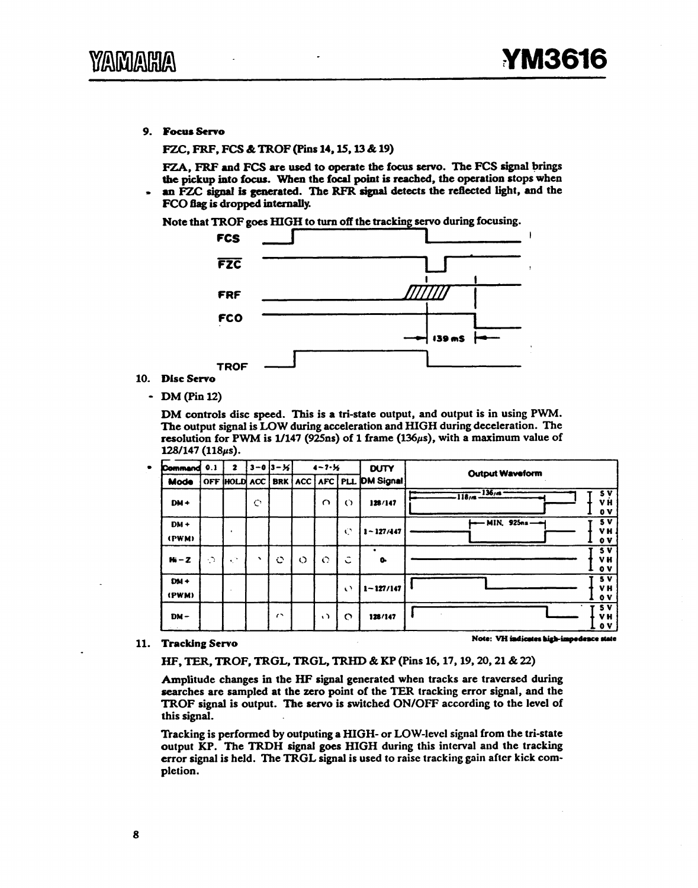9. **Focus Servo**

FZC, FRF, FCS & TROF (Pins 14, 15, 13 & 19)

FZA, FRF and FCS are used to operate the focus servo. The FCS signal brings the pickup into focus. When the focal point is reached, the operation stops when an FZC signal is generated. The RFR signal detects the reflected light, and the FCO flag is dropped internally.

Note that TROF goes HIGH to turn off the tracking servo during focusing.

FCS
FZC
FRF
FCO
139 mS
TROF

10. **Disc Servo**

- DM (Pin 12)

DM controls disc speed. This is a tri-state output, and output is in using PWM. The output signal is LOW during acceleration and HIGH during deceleration. The resolution for PWM is 1/147 (925ns) of 1 frame (136μs), with a maximum value of 128/147 (118μs).

| Command | 0.1 | 2 | 3−0 | 3−½ | 4−7·½ | | | DUTY | Output Waveform |
|---|---|---|---|---|---|---|---|---|---|
| Mode | OFF | HOLD | ACC | BRK | ACC | AFC | PLL | DM Signal | |
| DM + | | | ○ | | | ○ | ○ | 128/147 | 118μs, 136μs; 5V / VH / 0V |
| DM + (PWM) | | ○ | | | | | ○ | 1~127/147 | MIN. 925ns; 5V / VH / 0V |
| Hi − Z | ○ | ○ | ○ | ○ | ○ | ○ | ○ | 0 | 5V / VH / 0V |
| DM + (PWM) | | | | | | | ○ | 1~127/147 | 5V / VH / 0V |
| DM − | | | | ○ | | ○ | ○ | 128/147 | 5V / VH / 0V |

Note: VH indicates high-impedance state

11. **Tracking Servo**

HF, TER, TROF, TRGL, TRGL, TRHD & KP (Pins 16, 17, 19, 20, 21 & 22)

Amplitude changes in the HF signal generated when tracks are traversed during searches are sampled at the zero point of the TER tracking error signal, and the TROF signal is output. The servo is switched ON/OFF according to the level of this signal.

Tracking is performed by outputing a HIGH- or LOW-level signal from the tri-state output KP. The TRDH signal goes HIGH during this interval and the tracking error signal is held. The TRGL signal is used to raise tracking gain after kick completion.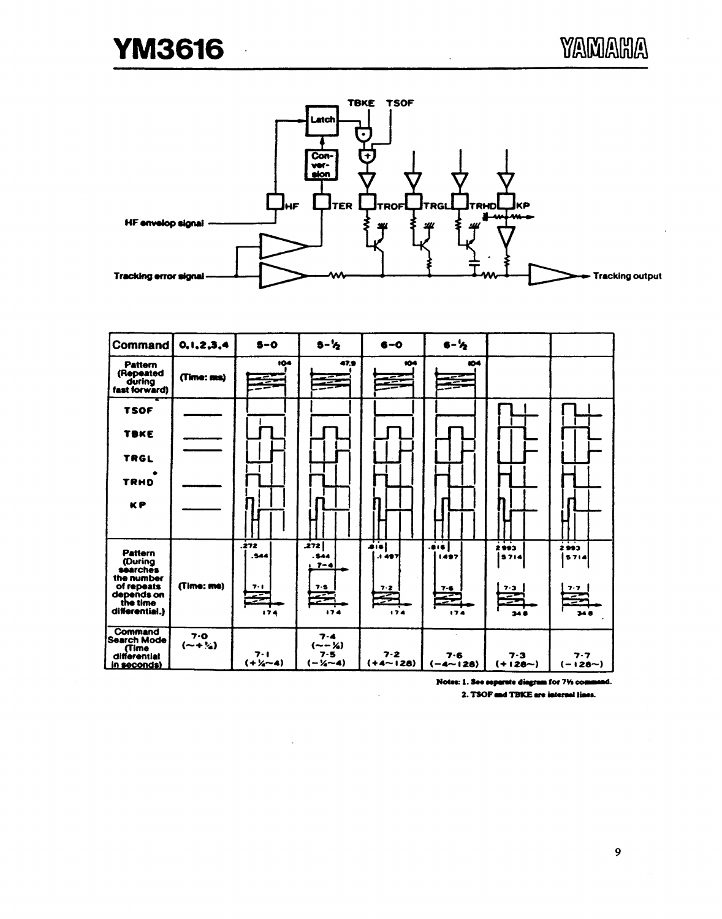TBKE TSOF

Latch

Con-
ver-
sion

HF TER TROF TRGL TRHD KP

HF envelop signal

Tracking error signal

Tracking output

| Command | 0,1,2,3,4 | 5-0 | 5-½ | 6-0 | 6-½ | | |
|---|---|---|---|---|---|---|---|
| Pattern (Repeated during fast forward) | (Time: ms) | 104 | 47.9 | 104 | 104 | | |
| TSOF | | | | | | | |
| TBKE | | | | | | | |
| TRGL | | | | | | | |
| TRHD* | | | | | | | |
| KP | | | | | | | |
| Pattern (During searches the number of repeats depends on the time differential.) | (Time: ms) | .272 .544 7-1 174 | .272 .544 7-4 7-5 174 | .816 .1497 7-2 174 | .816 1497 7-6 174 | 2993 5714 7-3 348 | 2993 5714 7-7 348 |
| Command Search Mode (Time differential in seconds) | 7-0 (~+¼) | 7-1 (+¼~4) | 7-4 (~-¼) 7-5 (-¼~4) | 7-2 (+4~128) | 7-6 (-4~128) | 7-3 (+128~) | 7-7 (-128~) |

**Notes: 1. See separate diagram for 7½ command.**
**2. TSOF and TBKE are internal lines.**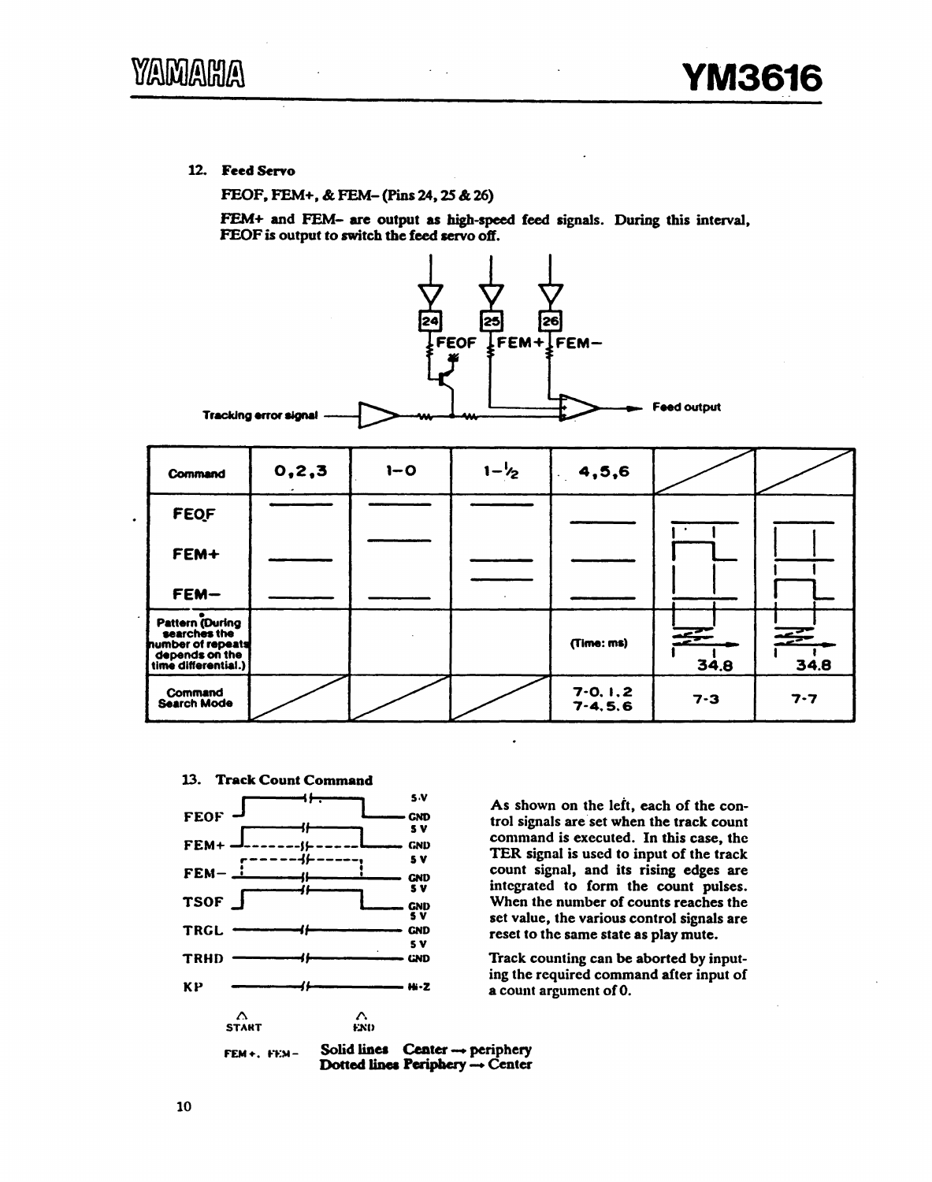### 12. Feed Servo

**FEOF, FEM+, & FEM– (Pins 24, 25 & 26)**

**FEM+ and FEM– are output as high-speed feed signals. During this interval, FEOF is output to switch the feed servo off.**

FEOF FEM+ FEM–

Tracking error signal

Feed output

| Command | 0,2,3 | 1–0 | 1–½ | 4,5,6 | | |
|---|---|---|---|---|---|---|
| FEOF | | | | | | |
| FEM+ | | | | | | |
| FEM– | | | | | | |
| Pattern (During searches the number of repeats depends on the time differential.) | | | | (Time: ms) | 34.8 | 34.8 |
| Command Search Mode | | | | 7-0, 1, 2<br>7-4, 5, 6 | 7-3 | 7-7 |

### 13. Track Count Command

| Signal | Level |
|---|---|
| FEOF | 5 V / GND |
| FEM+ | 5 V / GND |
| FEM– | 5 V / GND |
| TSOF | 5 V / GND |
| TRGL | 5 V / GND |
| TRHD | 5 V / GND |
| KP | Hi-Z |

START END

FEM+, FEM– **Solid lines Center → periphery**
**Dotted lines Periphery → Center**

As shown on the left, each of the control signals are set when the track count command is executed. In this case, the TER signal is used to input of the track count signal, and its rising edges are integrated to form the count pulses. When the number of counts reaches the set value, the various control signals are reset to the same state as play mute.

Track counting can be aborted by inputing the required command after input of a count argument of 0.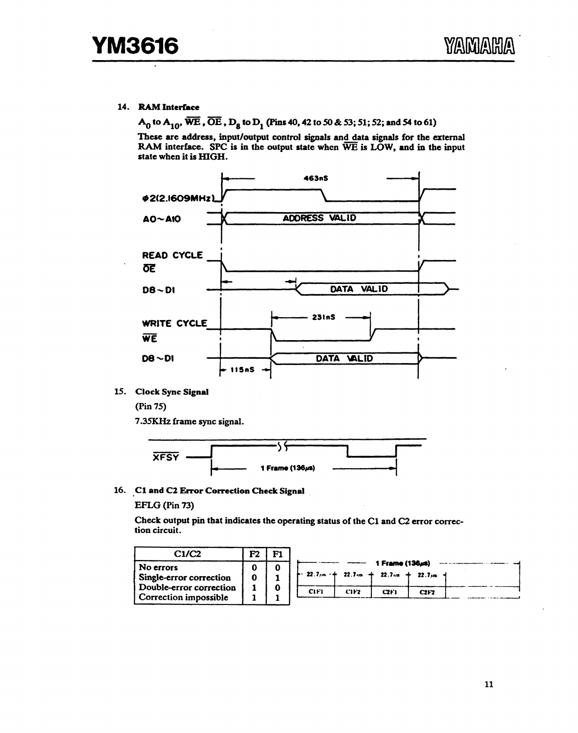14. **RAM Interface**

**$A_0$ to $A_{10}$, $\overline{WE}$, $\overline{OE}$, $D_8$ to $D_1$ (Pins 40, 42 to 50 & 53; 51; 52; and 54 to 61)**

These are address, input/output control signals and data signals for the external RAM interface. SPC is in the output state when $\overline{WE}$ is LOW, and in the input state when it is HIGH.

15. **Clock Sync Signal**

(Pin 75)

7.35KHz frame sync signal.

16. **C1 and C2 Error Correction Check Signal**

EFLG (Pin 73)

Check output pin that indicates the operating status of the C1 and C2 error correction circuit.

| C1/C2 | F2 | F1 |
|---|---|---|
| No errors | 0 | 0 |
| Single-error correction | 0 | 1 |
| Double-error correction | 1 | 0 |
| Correction impossible | 1 | 1 |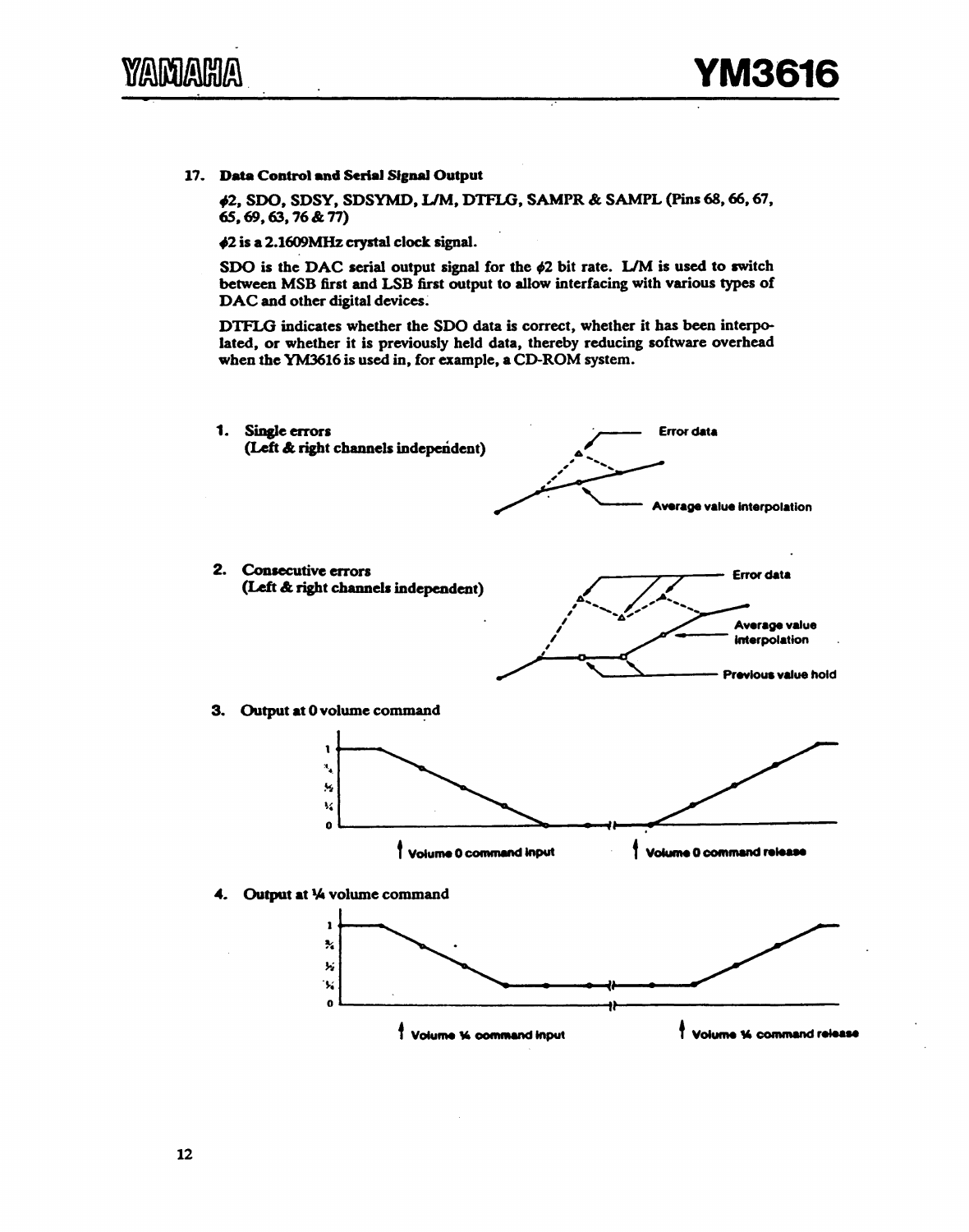## 17. Data Control and Serial Signal Output

**$\phi$2, SDO, SDSY, SDSYMD, L/M, DTFLG, SAMPR & SAMPL (Pins 68, 66, 67, 65, 69, 63, 76 & 77)**

**$\phi$2 is a 2.1609MHz crystal clock signal.**

**SDO is the DAC serial output signal for the $\phi$2 bit rate. L/M is used to switch between MSB first and LSB first output to allow interfacing with various types of DAC and other digital devices.**

**DTFLG indicates whether the SDO data is correct, whether it has been interpolated, or whether it is previously held data, thereby reducing software overhead when the YM3616 is used in, for example, a CD-ROM system.**

1. **Single errors (Left & right channels independent)**

   Error data

   Average value interpolation

2. **Consecutive errors (Left & right channels independent)**

   Error data

   Average value interpolation

   Previous value hold

3. **Output at 0 volume command**

   1, ¾, ½, ¼, 0

   Volume 0 command input

   Volume 0 command release

4. **Output at ¼ volume command**

   1, ¾, ½, ¼, 0

   Volume ¼ command input

   Volume ¼ command release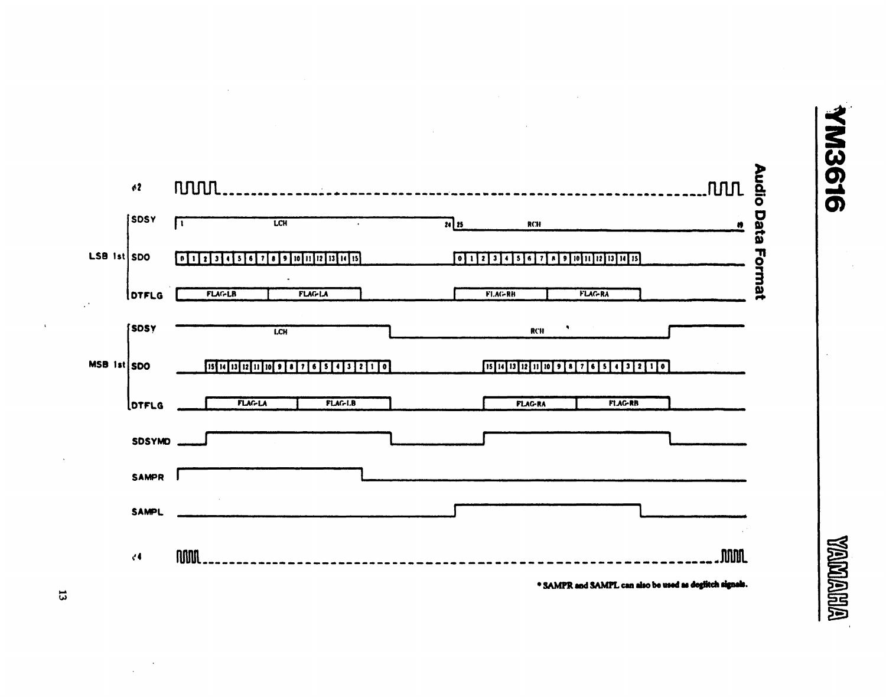## Audio Data Format

φ2

LSB 1st
- SDSY — 1 ... LCH ... 24 | 25 ... RCH ... 48
- SDO — 0 1 2 3 4 5 6 7 8 9 10 11 12 13 14 15 ... 0 1 2 3 4 5 6 7 8 9 10 11 12 13 14 15
- DTFLG — FLAG-LB, FLAG-LA ... FLAG-RB, FLAG-RA

MSB 1st
- SDSY — LCH ... RCH
- SDO — 15 14 13 12 11 10 9 8 7 6 5 4 3 2 1 0 ... 15 14 13 12 11 10 9 8 7 6 5 4 3 2 1 0
- DTFLG — FLAG-LA, FLAG-LB ... FLAG-RA, FLAG-RB

SDSYMD

SAMPR

SAMPL

φ4

* SAMPR and SAMPL can also be used as deglitch signals.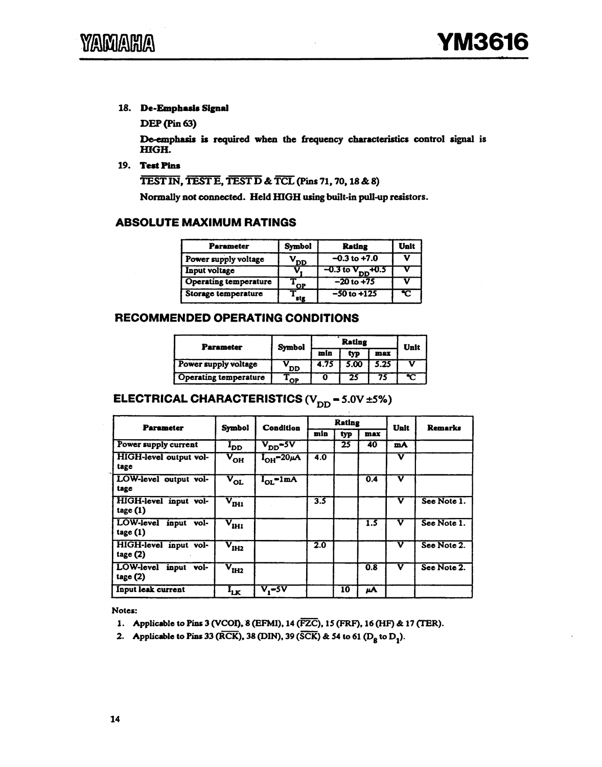18. **De-Emphasis Signal**

    **DEP (Pin 63)**

    **De-emphasis is required when the frequency characteristics control signal is HIGH.**

19. **Test Pins**

    **$\overline{\text{TEST IN}}$, $\overline{\text{TEST E}}$, $\overline{\text{TEST D}}$ & $\overline{\text{TCL}}$ (Pins 71, 70, 18 & 8)**

    **Normally not connected. Held HIGH using built-in pull-up resistors.**

## ABSOLUTE MAXIMUM RATINGS

| Parameter | Symbol | Rating | Unit |
|---|---|---|---|
| Power supply voltage | $V_{DD}$ | −0.3 to +7.0 | V |
| Input voltage | $V_I$ | −0.3 to $V_{DD}$+0.5 | V |
| Operating temperature | $T_{OP}$ | −20 to +75 | V |
| Storage temperature | $T_{stg}$ | −50 to +125 | °C |

## RECOMMENDED OPERATING CONDITIONS

| Parameter | Symbol | Rating | | | Unit |
|---|---|---|---|---|---|
| | | min | typ | max | |
| Power supply voltage | $V_{DD}$ | 4.75 | 5.00 | 5.25 | V |
| Operating temperature | $T_{OP}$ | 0 | 25 | 75 | °C |

## ELECTRICAL CHARACTERISTICS ($V_{DD}$ = 5.0V ±5%)

| Parameter | Symbol | Condition | Rating | | | Unit | Remarks |
|---|---|---|---|---|---|---|---|
| | | | min | typ | max | | |
| Power supply current | $I_{DD}$ | $V_{DD}$=5V | | 25 | 40 | mA | |
| HIGH-level output voltage | $V_{OH}$ | $I_{OH}$=20μA | 4.0 | | | V | |
| LOW-level output voltage | $V_{OL}$ | $I_{OL}$=1mA | | | 0.4 | V | |
| HIGH-level input voltage (1) | $V_{IH1}$ | | 3.5 | | | V | See Note 1. |
| LOW-level input voltage (1) | $V_{IH1}$ | | | | 1.5 | V | See Note 1. |
| HIGH-level input voltage (2) | $V_{IH2}$ | | 2.0 | | | V | See Note 2. |
| LOW-level input voltage (2) | $V_{IH2}$ | | | | 0.8 | V | See Note 2. |
| Input leak current | $I_{LK}$ | $V_I$=5V | | 10 | μA | | |

Notes:

1. Applicable to Pins 3 (VCOI), 8 (EFMI), 14 ($\overline{\text{FZC}}$), 15 (FRF), 16 (HF) & 17 (TER).
2. Applicable to Pins 33 ($\overline{\text{RCK}}$), 38 (DIN), 39 ($\overline{\text{SCK}}$) & 54 to 61 ($D_8$ to $D_1$).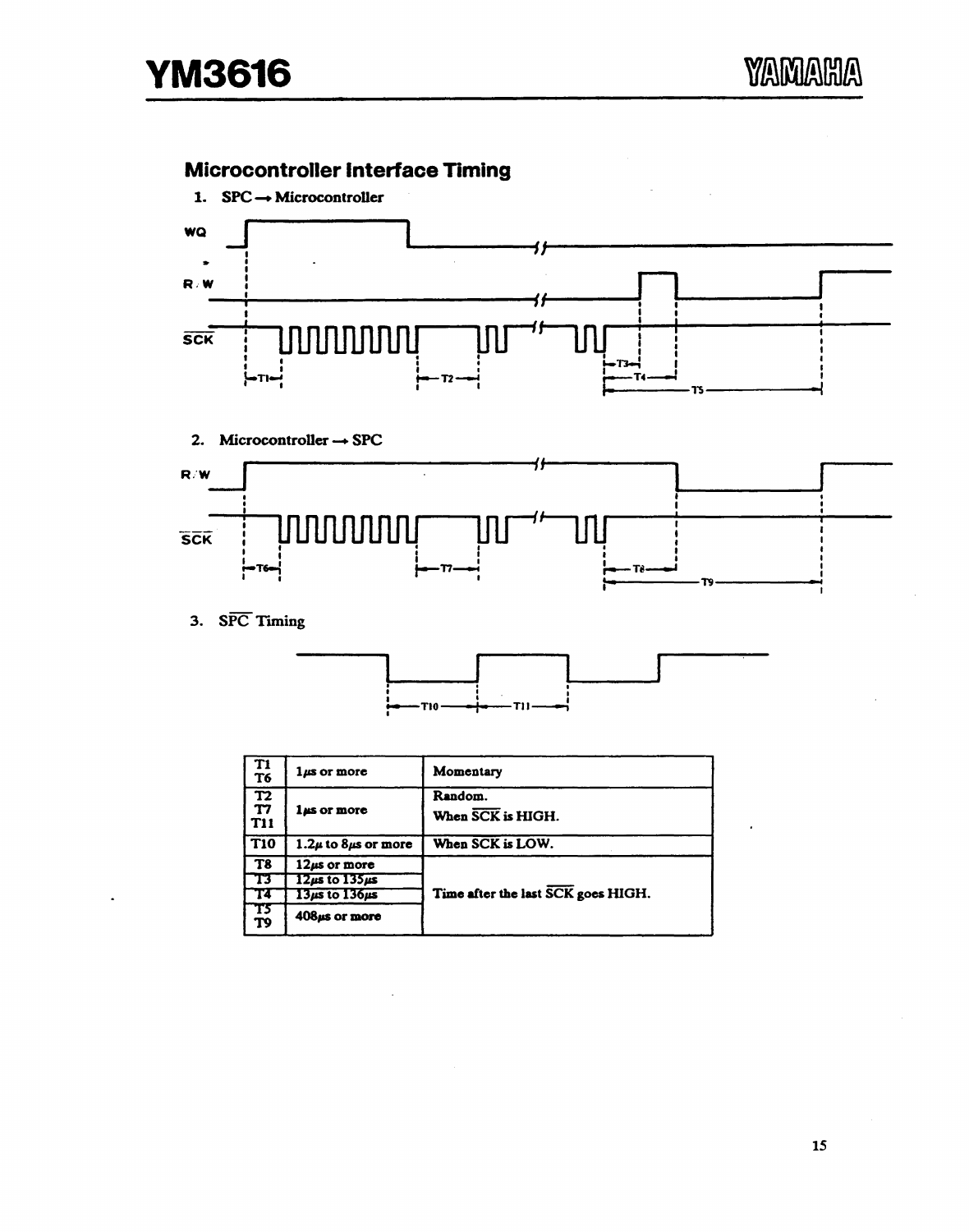## Microcontroller Interface Timing

1. SPC → Microcontroller

WQ

R/W

$\overline{SCK}$

T1 T2 T3 T4 T5

2. Microcontroller → SPC

R/W

$\overline{SCK}$

T6 T7 T8 T9

3. $\overline{SPC}$ Timing

T10 T11

| | | |
|---|---|---|
| T1<br>T6 | 1μs or more | Momentary |
| T2<br>T7<br>T11 | 1μs or more | Random.<br>When $\overline{SCK}$ is HIGH. |
| T10 | 1.2μ to 8μs or more | When SCK is LOW. |
| T8 | 12μs or more | Time after the last $\overline{SCK}$ goes HIGH. |
| T3 | 12μs to 135μs | |
| T4 | 13μs to 136μs | |
| T5<br>T9 | 408μs or more | |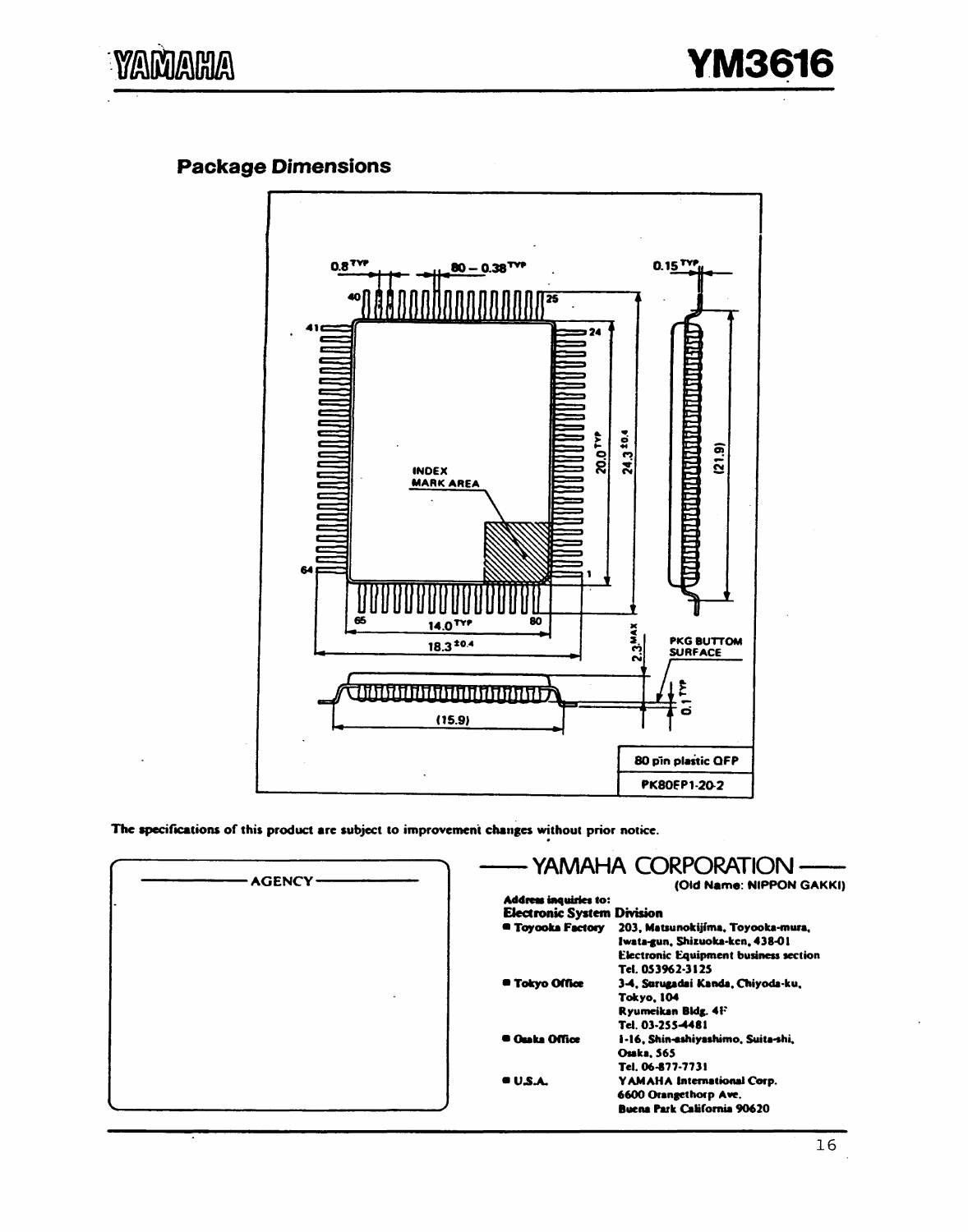## Package Dimensions

0.8 TYP

80 − 0.38 TYP

0.15 TYP

40

25

41

24

64

1

65

80

INDEX MARK AREA

20.0 TYP

24.3 ±0.4

(21.9)

14.0 TYP

18.3 ±0.4

2.3 MAX

PKG BUTTOM SURFACE

0.1 TYP

(15.9)

80 pin plastic QFP

PK80EP1-20-2

The specifications of this product are subject to improvement changes without prior notice.

AGENCY

**YAMAHA CORPORATION**

(Old Name: NIPPON GAKKI)

**Address inquiries to:**

**Electronic System Division**

- **Toyooka Factory** 203, Matsunokijima, Toyooka-mura, Iwata-gun, Shizuoka-ken, 438-01
  Electronic Equipment business section
  Tel. 053962-3125
- **Tokyo Office** 3-4, Surugadai Kanda, Chiyoda-ku, Tokyo, 104
  Ryumeikan Bldg. 4F
  Tel. 03-255-4481
- **Osaka Office** 1-16, Shin-ashiyashimo, Suita-shi, Osaka, 565
  Tel. 06-877-7731
- **U.S.A.** YAMAHA International Corp.
  6600 Orangethorp Ave.
  Buena Park California 90620